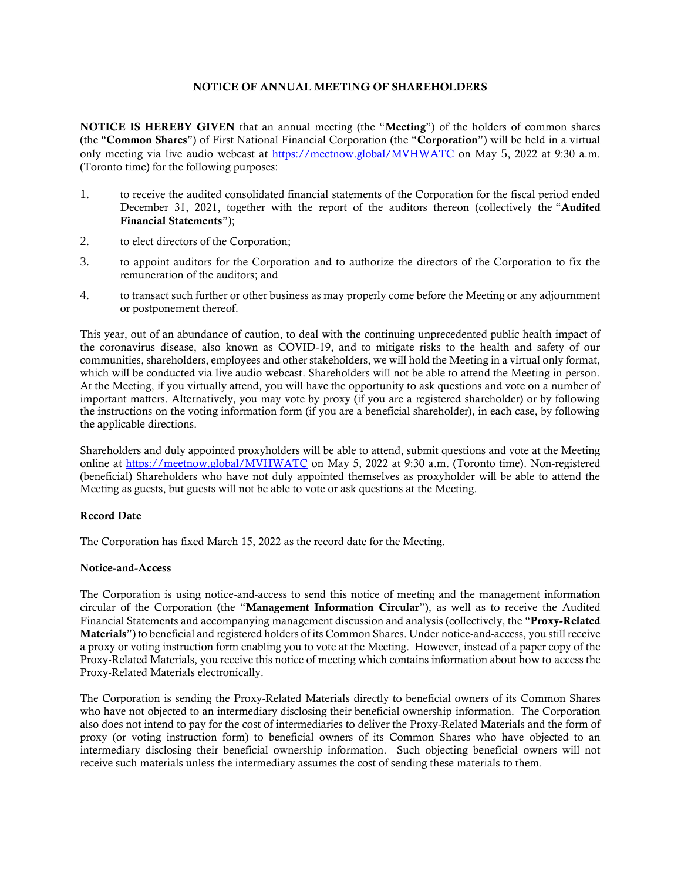# NOTICE OF ANNUAL MEETING OF SHAREHOLDERS

**NOTICE IS HEREBY GIVEN** that an annual meeting (the "**Meeting**") of the holders of common shares (the "**Common Shares**") of First National Financial Corporation (the "**Corporation**") will be held in a virtual only meeting via live audio webcast at https://meetnow.global/MVHWATC on May 5, 2022 at 9:30 a.m. (Toronto time) for the following purposes:

1. to receive the audited consolidated financial statements of the Corporation for the fiscal period ended December 31, 2021, together with the report of the auditors thereon (collectively the "**Audited Financial Statements**");
2. to elect directors of the Corporation;
3. to appoint auditors for the Corporation and to authorize the directors of the Corporation to fix the remuneration of the auditors; and
4. to transact such further or other business as may properly come before the Meeting or any adjournment or postponement thereof.

This year, out of an abundance of caution, to deal with the continuing unprecedented public health impact of the coronavirus disease, also known as COVID-19, and to mitigate risks to the health and safety of our communities, shareholders, employees and other stakeholders, we will hold the Meeting in a virtual only format, which will be conducted via live audio webcast. Shareholders will not be able to attend the Meeting in person. At the Meeting, if you virtually attend, you will have the opportunity to ask questions and vote on a number of important matters. Alternatively, you may vote by proxy (if you are a registered shareholder) or by following the instructions on the voting information form (if you are a beneficial shareholder), in each case, by following the applicable directions.

Shareholders and duly appointed proxyholders will be able to attend, submit questions and vote at the Meeting online at https://meetnow.global/MVHWATC on May 5, 2022 at 9:30 a.m. (Toronto time). Non-registered (beneficial) Shareholders who have not duly appointed themselves as proxyholder will be able to attend the Meeting as guests, but guests will not be able to vote or ask questions at the Meeting.

**Record Date**

The Corporation has fixed March 15, 2022 as the record date for the Meeting.

**Notice-and-Access**

The Corporation is using notice-and-access to send this notice of meeting and the management information circular of the Corporation (the "**Management Information Circular**"), as well as to receive the Audited Financial Statements and accompanying management discussion and analysis (collectively, the "**Proxy-Related Materials**") to beneficial and registered holders of its Common Shares. Under notice-and-access, you still receive a proxy or voting instruction form enabling you to vote at the Meeting. However, instead of a paper copy of the Proxy-Related Materials, you receive this notice of meeting which contains information about how to access the Proxy-Related Materials electronically.

The Corporation is sending the Proxy-Related Materials directly to beneficial owners of its Common Shares who have not objected to an intermediary disclosing their beneficial ownership information. The Corporation also does not intend to pay for the cost of intermediaries to deliver the Proxy-Related Materials and the form of proxy (or voting instruction form) to beneficial owners of its Common Shares who have objected to an intermediary disclosing their beneficial ownership information. Such objecting beneficial owners will not receive such materials unless the intermediary assumes the cost of sending these materials to them.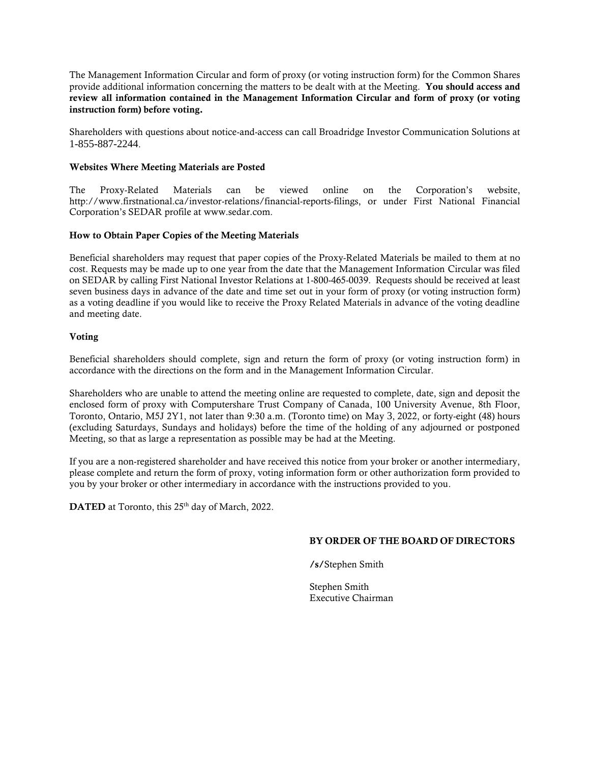The Management Information Circular and form of proxy (or voting instruction form) for the Common Shares provide additional information concerning the matters to be dealt with at the Meeting. **You should access and review all information contained in the Management Information Circular and form of proxy (or voting instruction form) before voting.**

Shareholders with questions about notice-and-access can call Broadridge Investor Communication Solutions at 1-855-887-2244.

**Websites Where Meeting Materials are Posted**

The Proxy-Related Materials can be viewed online on the Corporation's website, http://www.firstnational.ca/investor-relations/financial-reports-filings, or under First National Financial Corporation's SEDAR profile at www.sedar.com.

**How to Obtain Paper Copies of the Meeting Materials**

Beneficial shareholders may request that paper copies of the Proxy-Related Materials be mailed to them at no cost. Requests may be made up to one year from the date that the Management Information Circular was filed on SEDAR by calling First National Investor Relations at 1-800-465-0039. Requests should be received at least seven business days in advance of the date and time set out in your form of proxy (or voting instruction form) as a voting deadline if you would like to receive the Proxy Related Materials in advance of the voting deadline and meeting date.

**Voting**

Beneficial shareholders should complete, sign and return the form of proxy (or voting instruction form) in accordance with the directions on the form and in the Management Information Circular.

Shareholders who are unable to attend the meeting online are requested to complete, date, sign and deposit the enclosed form of proxy with Computershare Trust Company of Canada, 100 University Avenue, 8th Floor, Toronto, Ontario, M5J 2Y1, not later than 9:30 a.m. (Toronto time) on May 3, 2022, or forty-eight (48) hours (excluding Saturdays, Sundays and holidays) before the time of the holding of any adjourned or postponed Meeting, so that as large a representation as possible may be had at the Meeting.

If you are a non-registered shareholder and have received this notice from your broker or another intermediary, please complete and return the form of proxy, voting information form or other authorization form provided to you by your broker or other intermediary in accordance with the instructions provided to you.

**DATED** at Toronto, this 25th day of March, 2022.

**BY ORDER OF THE BOARD OF DIRECTORS**

/s/Stephen Smith

Stephen Smith
Executive Chairman